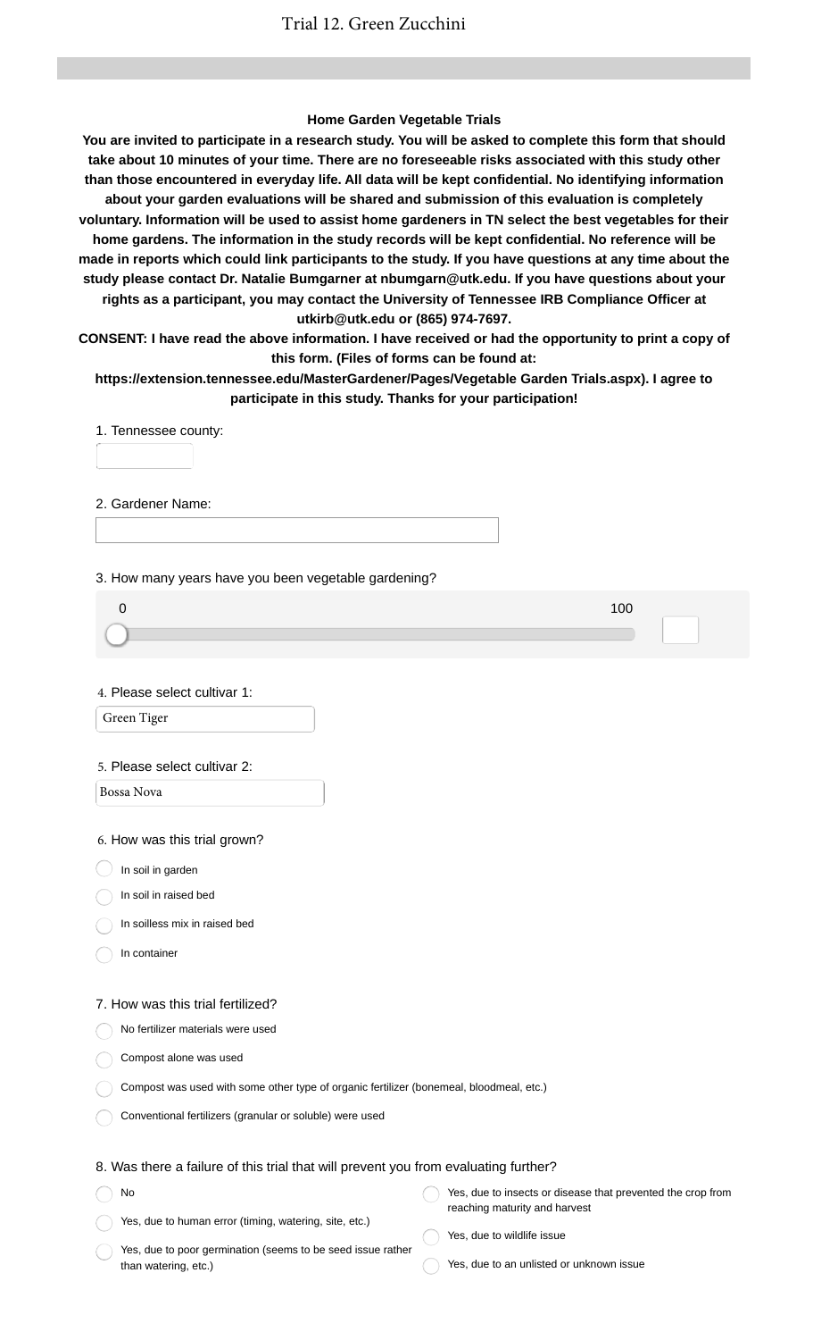# Trial 12. Green Zucchini

### Home Garden Vegetable Trials

**You are invited to participate in a research study. You will be asked to complete this form that should take about 10 minutes of your time. There are no foreseeable risks associated with this study other than those encountered in everyday life. All data will be kept confidential. No identifying information about your garden evaluations will be shared and submission of this evaluation is completely voluntary. Information will be used to assist home gardeners in TN select the best vegetables for their home gardens. The information in the study records will be kept confidential. No reference will be made in reports which could link participants to the study. If you have questions at any time about the study please contact Dr. Natalie Bumgarner at nbumgarn@utk.edu. If you have questions about your rights as a participant, you may contact the University of Tennessee IRB Compliance Officer at utkirb@utk.edu or (865) 974-7697.**

**CONSENT: I have read the above information. I have received or had the opportunity to print a copy of this form. (Files of forms can be found at: https://extension.tennessee.edu/MasterGardener/Pages/Vegetable Garden Trials.aspx). I agree to participate in this study. Thanks for your participation!**

1. Tennessee county:

2. Gardener Name:

3. How many years have you been vegetable gardening?

   0 — 100

4. Please select cultivar 1:

   Green Tiger

5. Please select cultivar 2:

   Bossa Nova

6. How was this trial grown?

- In soil in garden
- In soil in raised bed
- In soilless mix in raised bed
- In container

7. How was this trial fertilized?

- No fertilizer materials were used
- Compost alone was used
- Compost was used with some other type of organic fertilizer (bonemeal, bloodmeal, etc.)
- Conventional fertilizers (granular or soluble) were used

8. Was there a failure of this trial that will prevent you from evaluating further?

- No
- Yes, due to human error (timing, watering, site, etc.)
- Yes, due to poor germination (seems to be seed issue rather than watering, etc.)
- Yes, due to insects or disease that prevented the crop from reaching maturity and harvest
- Yes, due to wildlife issue
- Yes, due to an unlisted or unknown issue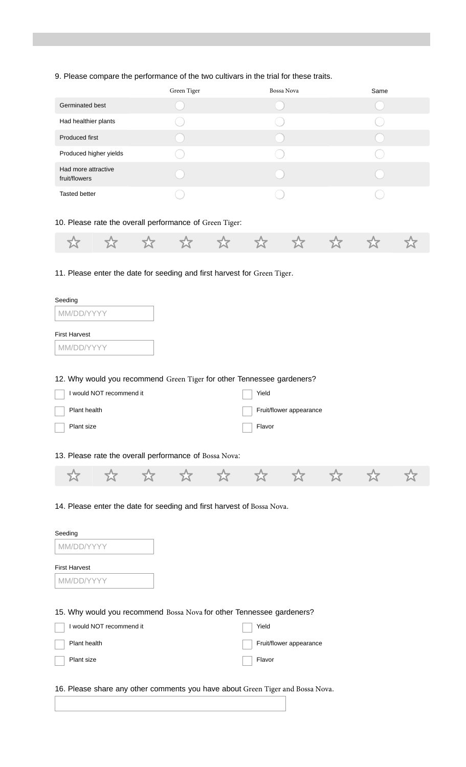9. Please compare the performance of the two cultivars in the trial for these traits.

| | Green Tiger | Bossa Nova | Same |
|---|---|---|---|
| Germinated best | ○ | ○ | ○ |
| Had healthier plants | ○ | ○ | ○ |
| Produced first | ○ | ○ | ○ |
| Produced higher yields | ○ | ○ | ○ |
| Had more attractive fruit/flowers | ○ | ○ | ○ |
| Tasted better | ○ | ○ | ○ |

10. Please rate the overall performance of Green Tiger:

☆ ☆ ☆ ☆ ☆ ☆ ☆ ☆ ☆ ☆

11. Please enter the date for seeding and first harvest for Green Tiger.

Seeding

MM/DD/YYYY

First Harvest

MM/DD/YYYY

12. Why would you recommend Green Tiger for other Tennessee gardeners?

- [ ] I would NOT recommend it
- [ ] Plant health
- [ ] Plant size
- [ ] Yield
- [ ] Fruit/flower appearance
- [ ] Flavor

13. Please rate the overall performance of Bossa Nova:

☆ ☆ ☆ ☆ ☆ ☆ ☆ ☆ ☆ ☆

14. Please enter the date for seeding and first harvest of Bossa Nova.

Seeding

MM/DD/YYYY

First Harvest

MM/DD/YYYY

15. Why would you recommend Bossa Nova for other Tennessee gardeners?

- [ ] I would NOT recommend it
- [ ] Plant health
- [ ] Plant size
- [ ] Yield
- [ ] Fruit/flower appearance
- [ ] Flavor

16. Please share any other comments you have about Green Tiger and Bossa Nova.